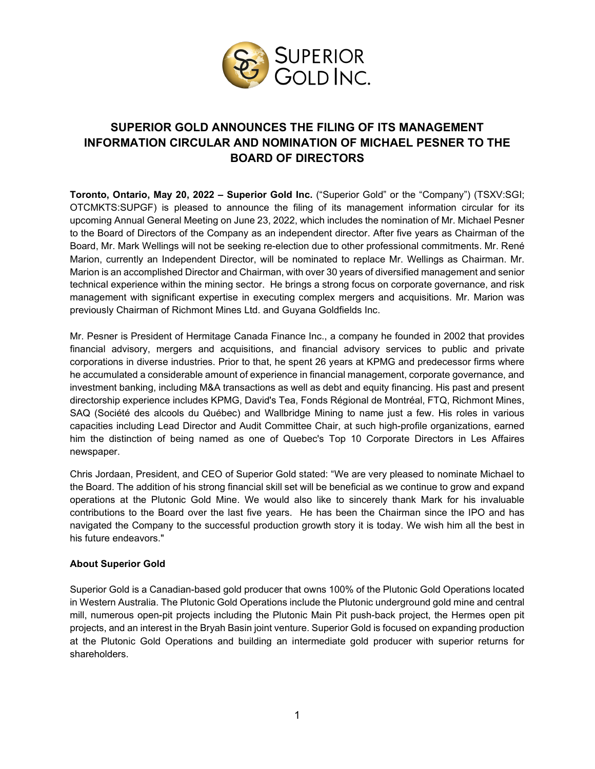# SUPERIOR GOLD ANNOUNCES THE FILING OF ITS MANAGEMENT INFORMATION CIRCULAR AND NOMINATION OF MICHAEL PESNER TO THE BOARD OF DIRECTORS

**Toronto, Ontario, May 20, 2022 – Superior Gold Inc.** ("Superior Gold" or the "Company") (TSXV:SGI; OTCMKTS:SUPGF) is pleased to announce the filing of its management information circular for its upcoming Annual General Meeting on June 23, 2022, which includes the nomination of Mr. Michael Pesner to the Board of Directors of the Company as an independent director. After five years as Chairman of the Board, Mr. Mark Wellings will not be seeking re-election due to other professional commitments. Mr. René Marion, currently an Independent Director, will be nominated to replace Mr. Wellings as Chairman. Mr. Marion is an accomplished Director and Chairman, with over 30 years of diversified management and senior technical experience within the mining sector. He brings a strong focus on corporate governance, and risk management with significant expertise in executing complex mergers and acquisitions. Mr. Marion was previously Chairman of Richmont Mines Ltd. and Guyana Goldfields Inc.

Mr. Pesner is President of Hermitage Canada Finance Inc., a company he founded in 2002 that provides financial advisory, mergers and acquisitions, and financial advisory services to public and private corporations in diverse industries. Prior to that, he spent 26 years at KPMG and predecessor firms where he accumulated a considerable amount of experience in financial management, corporate governance, and investment banking, including M&A transactions as well as debt and equity financing. His past and present directorship experience includes KPMG, David's Tea, Fonds Régional de Montréal, FTQ, Richmont Mines, SAQ (Société des alcools du Québec) and Wallbridge Mining to name just a few. His roles in various capacities including Lead Director and Audit Committee Chair, at such high-profile organizations, earned him the distinction of being named as one of Quebec's Top 10 Corporate Directors in Les Affaires newspaper.

Chris Jordaan, President, and CEO of Superior Gold stated: "We are very pleased to nominate Michael to the Board. The addition of his strong financial skill set will be beneficial as we continue to grow and expand operations at the Plutonic Gold Mine. We would also like to sincerely thank Mark for his invaluable contributions to the Board over the last five years. He has been the Chairman since the IPO and has navigated the Company to the successful production growth story it is today. We wish him all the best in his future endeavors."

**About Superior Gold**

Superior Gold is a Canadian-based gold producer that owns 100% of the Plutonic Gold Operations located in Western Australia. The Plutonic Gold Operations include the Plutonic underground gold mine and central mill, numerous open-pit projects including the Plutonic Main Pit push-back project, the Hermes open pit projects, and an interest in the Bryah Basin joint venture. Superior Gold is focused on expanding production at the Plutonic Gold Operations and building an intermediate gold producer with superior returns for shareholders.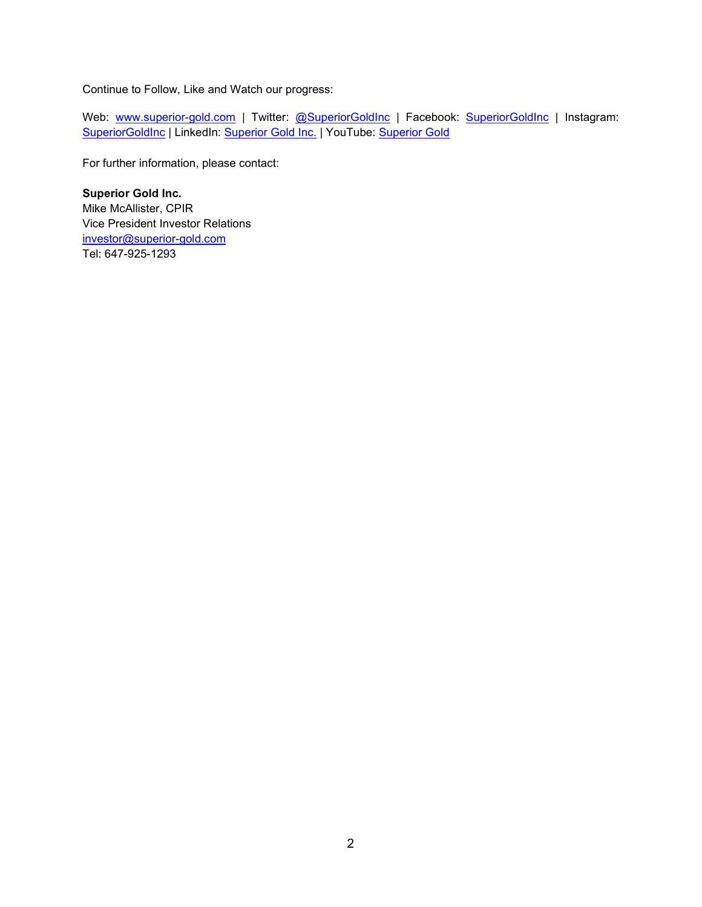Continue to Follow, Like and Watch our progress:

Web: www.superior-gold.com | Twitter: @SuperiorGoldInc | Facebook: SuperiorGoldInc | Instagram: SuperiorGoldInc | LinkedIn: Superior Gold Inc. | YouTube: Superior Gold

For further information, please contact:

**Superior Gold Inc.**
Mike McAllister, CPIR
Vice President Investor Relations
investor@superior-gold.com
Tel: 647-925-1293